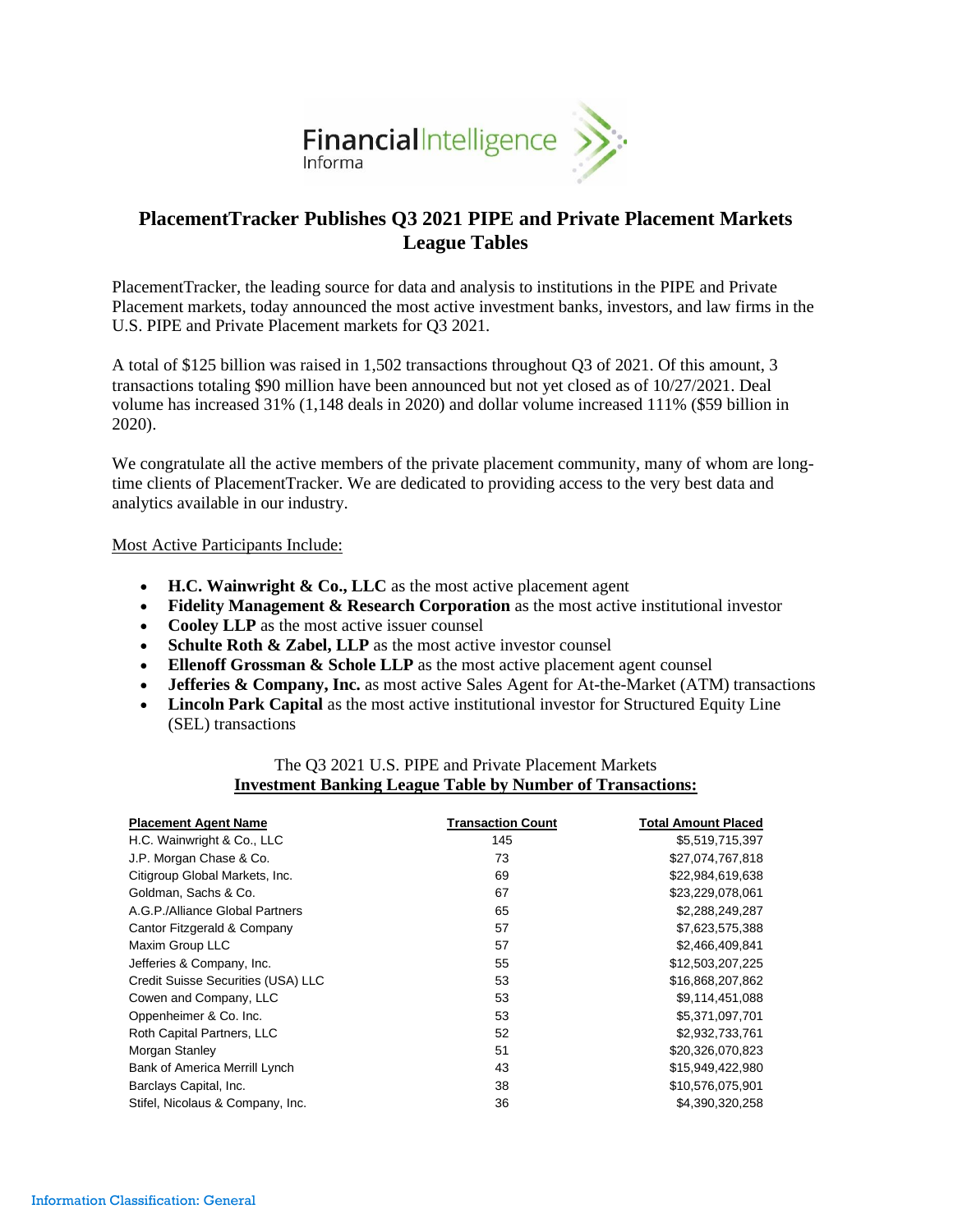# PlacementTracker Publishes Q3 2021 PIPE and Private Placement Markets League Tables

PlacementTracker, the leading source for data and analysis to institutions in the PIPE and Private Placement markets, today announced the most active investment banks, investors, and law firms in the U.S. PIPE and Private Placement markets for Q3 2021.

A total of $125 billion was raised in 1,502 transactions throughout Q3 of 2021. Of this amount, 3 transactions totaling $90 million have been announced but not yet closed as of 10/27/2021. Deal volume has increased 31% (1,148 deals in 2020) and dollar volume increased 111% ($59 billion in 2020).

We congratulate all the active members of the private placement community, many of whom are long-time clients of PlacementTracker. We are dedicated to providing access to the very best data and analytics available in our industry.

Most Active Participants Include:

- **H.C. Wainwright & Co., LLC** as the most active placement agent
- **Fidelity Management & Research Corporation** as the most active institutional investor
- **Cooley LLP** as the most active issuer counsel
- **Schulte Roth & Zabel, LLP** as the most active investor counsel
- **Ellenoff Grossman & Schole LLP** as the most active placement agent counsel
- **Jefferies & Company, Inc.** as most active Sales Agent for At-the-Market (ATM) transactions
- **Lincoln Park Capital** as the most active institutional investor for Structured Equity Line (SEL) transactions

The Q3 2021 U.S. PIPE and Private Placement Markets
**Investment Banking League Table by Number of Transactions:**

| Placement Agent Name | Transaction Count | Total Amount Placed |
|---|---|---|
| H.C. Wainwright & Co., LLC | 145 | $5,519,715,397 |
| J.P. Morgan Chase & Co. | 73 | $27,074,767,818 |
| Citigroup Global Markets, Inc. | 69 | $22,984,619,638 |
| Goldman, Sachs & Co. | 67 | $23,229,078,061 |
| A.G.P./Alliance Global Partners | 65 | $2,288,249,287 |
| Cantor Fitzgerald & Company | 57 | $7,623,575,388 |
| Maxim Group LLC | 57 | $2,466,409,841 |
| Jefferies & Company, Inc. | 55 | $12,503,207,225 |
| Credit Suisse Securities (USA) LLC | 53 | $16,868,207,862 |
| Cowen and Company, LLC | 53 | $9,114,451,088 |
| Oppenheimer & Co. Inc. | 53 | $5,371,097,701 |
| Roth Capital Partners, LLC | 52 | $2,932,733,761 |
| Morgan Stanley | 51 | $20,326,070,823 |
| Bank of America Merrill Lynch | 43 | $15,949,422,980 |
| Barclays Capital, Inc. | 38 | $10,576,075,901 |
| Stifel, Nicolaus & Company, Inc. | 36 | $4,390,320,258 |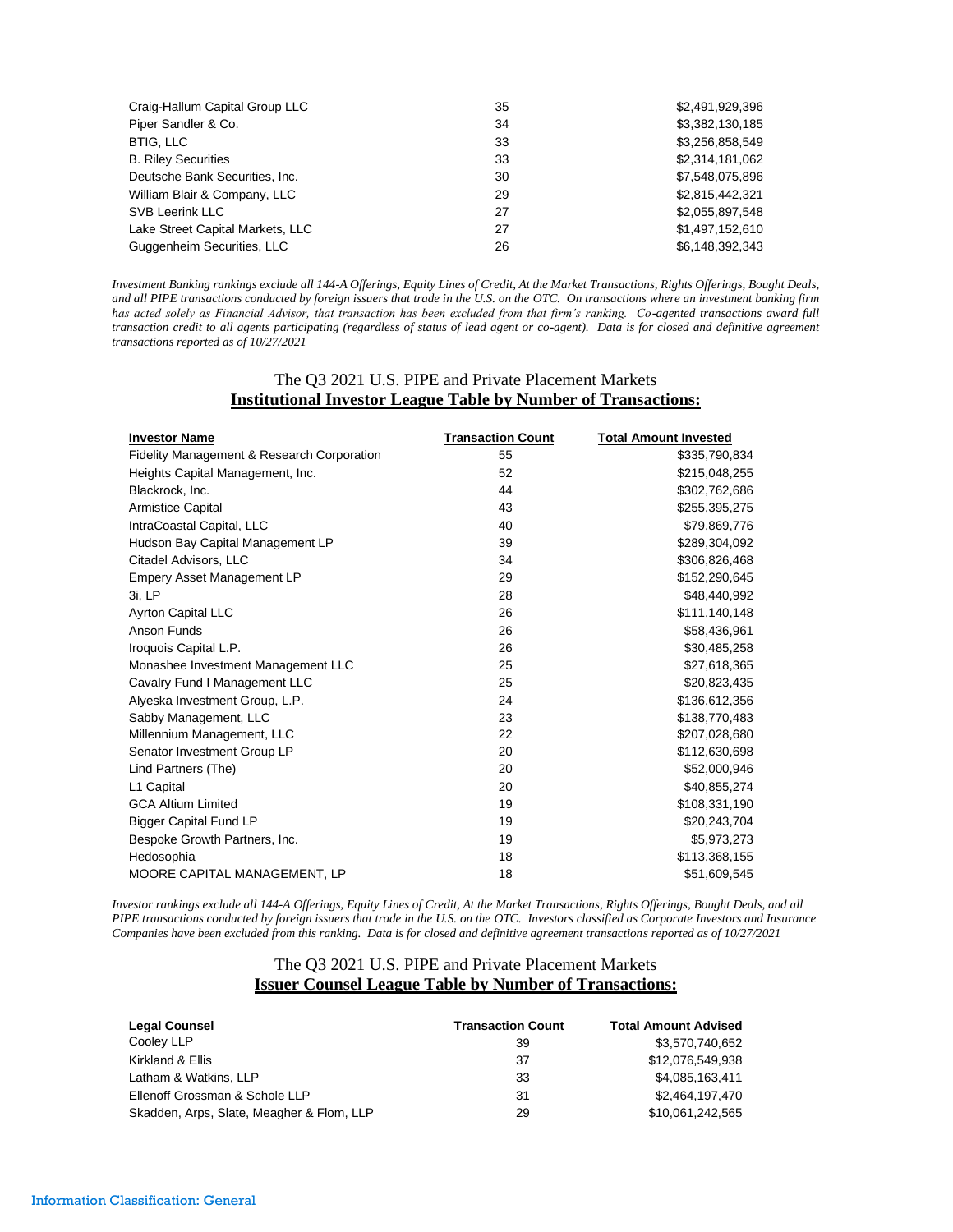| | | |
|---|---|---|
| Craig-Hallum Capital Group LLC | 35 | $2,491,929,396 |
| Piper Sandler & Co. | 34 | $3,382,130,185 |
| BTIG, LLC | 33 | $3,256,858,549 |
| B. Riley Securities | 33 | $2,314,181,062 |
| Deutsche Bank Securities, Inc. | 30 | $7,548,075,896 |
| William Blair & Company, LLC | 29 | $2,815,442,321 |
| SVB Leerink LLC | 27 | $2,055,897,548 |
| Lake Street Capital Markets, LLC | 27 | $1,497,152,610 |
| Guggenheim Securities, LLC | 26 | $6,148,392,343 |

*Investment Banking rankings exclude all 144-A Offerings, Equity Lines of Credit, At the Market Transactions, Rights Offerings, Bought Deals, and all PIPE transactions conducted by foreign issuers that trade in the U.S. on the OTC. On transactions where an investment banking firm has acted solely as Financial Advisor, that transaction has been excluded from that firm's ranking. Co-agented transactions award full transaction credit to all agents participating (regardless of status of lead agent or co-agent). Data is for closed and definitive agreement transactions reported as of 10/27/2021*

## The Q3 2021 U.S. PIPE and Private Placement Markets
## **Institutional Investor League Table by Number of Transactions:**

| Investor Name | Transaction Count | Total Amount Invested |
|---|---|---|
| Fidelity Management & Research Corporation | 55 | $335,790,834 |
| Heights Capital Management, Inc. | 52 | $215,048,255 |
| Blackrock, Inc. | 44 | $302,762,686 |
| Armistice Capital | 43 | $255,395,275 |
| IntraCoastal Capital, LLC | 40 | $79,869,776 |
| Hudson Bay Capital Management LP | 39 | $289,304,092 |
| Citadel Advisors, LLC | 34 | $306,826,468 |
| Empery Asset Management LP | 29 | $152,290,645 |
| 3i, LP | 28 | $48,440,992 |
| Ayrton Capital LLC | 26 | $111,140,148 |
| Anson Funds | 26 | $58,436,961 |
| Iroquois Capital L.P. | 26 | $30,485,258 |
| Monashee Investment Management LLC | 25 | $27,618,365 |
| Cavalry Fund I Management LLC | 25 | $20,823,435 |
| Alyeska Investment Group, L.P. | 24 | $136,612,356 |
| Sabby Management, LLC | 23 | $138,770,483 |
| Millennium Management, LLC | 22 | $207,028,680 |
| Senator Investment Group LP | 20 | $112,630,698 |
| Lind Partners (The) | 20 | $52,000,946 |
| L1 Capital | 20 | $40,855,274 |
| GCA Altium Limited | 19 | $108,331,190 |
| Bigger Capital Fund LP | 19 | $20,243,704 |
| Bespoke Growth Partners, Inc. | 19 | $5,973,273 |
| Hedosophia | 18 | $113,368,155 |
| MOORE CAPITAL MANAGEMENT, LP | 18 | $51,609,545 |

*Investor rankings exclude all 144-A Offerings, Equity Lines of Credit, At the Market Transactions, Rights Offerings, Bought Deals, and all PIPE transactions conducted by foreign issuers that trade in the U.S. on the OTC. Investors classified as Corporate Investors and Insurance Companies have been excluded from this ranking. Data is for closed and definitive agreement transactions reported as of 10/27/2021*

## The Q3 2021 U.S. PIPE and Private Placement Markets
## **Issuer Counsel League Table by Number of Transactions:**

| Legal Counsel | Transaction Count | Total Amount Advised |
|---|---|---|
| Cooley LLP | 39 | $3,570,740,652 |
| Kirkland & Ellis | 37 | $12,076,549,938 |
| Latham & Watkins, LLP | 33 | $4,085,163,411 |
| Ellenoff Grossman & Schole LLP | 31 | $2,464,197,470 |
| Skadden, Arps, Slate, Meagher & Flom, LLP | 29 | $10,061,242,565 |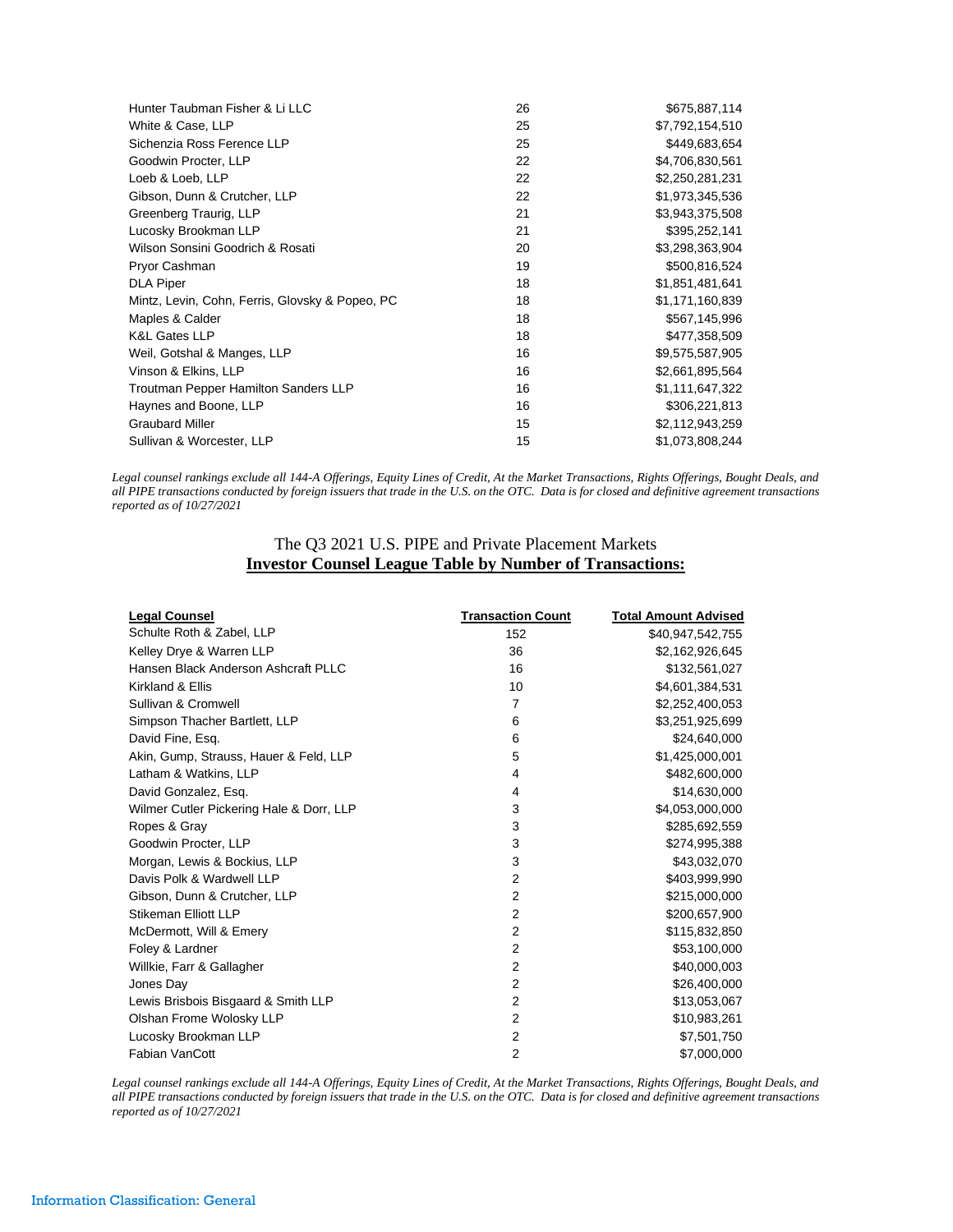| | | |
|---|---|---|
| Hunter Taubman Fisher & Li LLC | 26 | $675,887,114 |
| White & Case, LLP | 25 | $7,792,154,510 |
| Sichenzia Ross Ference LLP | 25 | $449,683,654 |
| Goodwin Procter, LLP | 22 | $4,706,830,561 |
| Loeb & Loeb, LLP | 22 | $2,250,281,231 |
| Gibson, Dunn & Crutcher, LLP | 22 | $1,973,345,536 |
| Greenberg Traurig, LLP | 21 | $3,943,375,508 |
| Lucosky Brookman LLP | 21 | $395,252,141 |
| Wilson Sonsini Goodrich & Rosati | 20 | $3,298,363,904 |
| Pryor Cashman | 19 | $500,816,524 |
| DLA Piper | 18 | $1,851,481,641 |
| Mintz, Levin, Cohn, Ferris, Glovsky & Popeo, PC | 18 | $1,171,160,839 |
| Maples & Calder | 18 | $567,145,996 |
| K&L Gates LLP | 18 | $477,358,509 |
| Weil, Gotshal & Manges, LLP | 16 | $9,575,587,905 |
| Vinson & Elkins, LLP | 16 | $2,661,895,564 |
| Troutman Pepper Hamilton Sanders LLP | 16 | $1,111,647,322 |
| Haynes and Boone, LLP | 16 | $306,221,813 |
| Graubard Miller | 15 | $2,112,943,259 |
| Sullivan & Worcester, LLP | 15 | $1,073,808,244 |

*Legal counsel rankings exclude all 144-A Offerings, Equity Lines of Credit, At the Market Transactions, Rights Offerings, Bought Deals, and all PIPE transactions conducted by foreign issuers that trade in the U.S. on the OTC. Data is for closed and definitive agreement transactions reported as of 10/27/2021*

## The Q3 2021 U.S. PIPE and Private Placement Markets
## **Investor Counsel League Table by Number of Transactions:**

| Legal Counsel | Transaction Count | Total Amount Advised |
|---|---|---|
| Schulte Roth & Zabel, LLP | 152 | $40,947,542,755 |
| Kelley Drye & Warren LLP | 36 | $2,162,926,645 |
| Hansen Black Anderson Ashcraft PLLC | 16 | $132,561,027 |
| Kirkland & Ellis | 10 | $4,601,384,531 |
| Sullivan & Cromwell | 7 | $2,252,400,053 |
| Simpson Thacher Bartlett, LLP | 6 | $3,251,925,699 |
| David Fine, Esq. | 6 | $24,640,000 |
| Akin, Gump, Strauss, Hauer & Feld, LLP | 5 | $1,425,000,001 |
| Latham & Watkins, LLP | 4 | $482,600,000 |
| David Gonzalez, Esq. | 4 | $14,630,000 |
| Wilmer Cutler Pickering Hale & Dorr, LLP | 3 | $4,053,000,000 |
| Ropes & Gray | 3 | $285,692,559 |
| Goodwin Procter, LLP | 3 | $274,995,388 |
| Morgan, Lewis & Bockius, LLP | 3 | $43,032,070 |
| Davis Polk & Wardwell LLP | 2 | $403,999,990 |
| Gibson, Dunn & Crutcher, LLP | 2 | $215,000,000 |
| Stikeman Elliott LLP | 2 | $200,657,900 |
| McDermott, Will & Emery | 2 | $115,832,850 |
| Foley & Lardner | 2 | $53,100,000 |
| Willkie, Farr & Gallagher | 2 | $40,000,003 |
| Jones Day | 2 | $26,400,000 |
| Lewis Brisbois Bisgaard & Smith LLP | 2 | $13,053,067 |
| Olshan Frome Wolosky LLP | 2 | $10,983,261 |
| Lucosky Brookman LLP | 2 | $7,501,750 |
| Fabian VanCott | 2 | $7,000,000 |

*Legal counsel rankings exclude all 144-A Offerings, Equity Lines of Credit, At the Market Transactions, Rights Offerings, Bought Deals, and all PIPE transactions conducted by foreign issuers that trade in the U.S. on the OTC. Data is for closed and definitive agreement transactions reported as of 10/27/2021*

Information Classification: General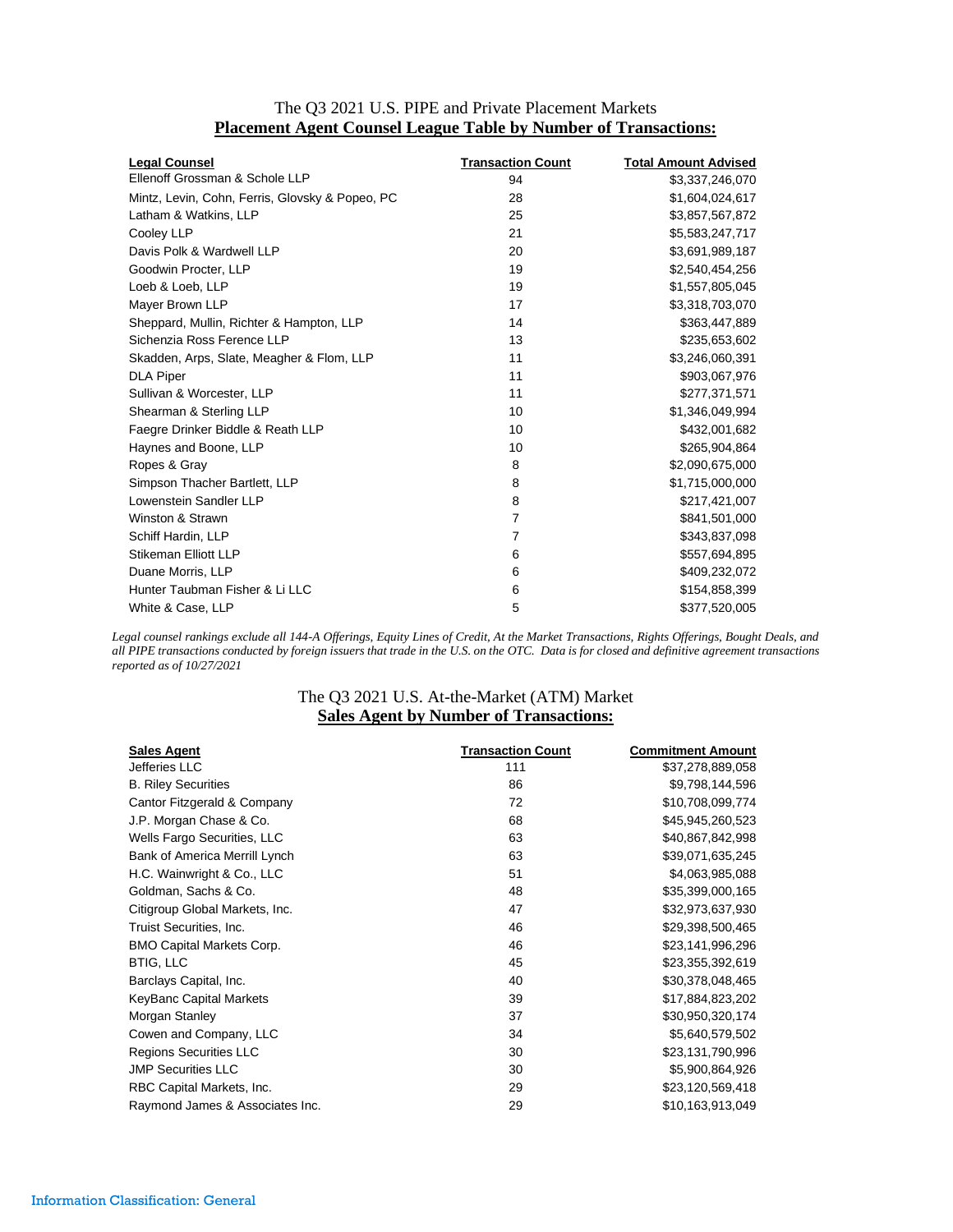## The Q3 2021 U.S. PIPE and Private Placement Markets

### Placement Agent Counsel League Table by Number of Transactions:

| Legal Counsel | Transaction Count | Total Amount Advised |
|---|---|---|
| Ellenoff Grossman & Schole LLP | 94 | $3,337,246,070 |
| Mintz, Levin, Cohn, Ferris, Glovsky & Popeo, PC | 28 | $1,604,024,617 |
| Latham & Watkins, LLP | 25 | $3,857,567,872 |
| Cooley LLP | 21 | $5,583,247,717 |
| Davis Polk & Wardwell LLP | 20 | $3,691,989,187 |
| Goodwin Procter, LLP | 19 | $2,540,454,256 |
| Loeb & Loeb, LLP | 19 | $1,557,805,045 |
| Mayer Brown LLP | 17 | $3,318,703,070 |
| Sheppard, Mullin, Richter & Hampton, LLP | 14 | $363,447,889 |
| Sichenzia Ross Ference LLP | 13 | $235,653,602 |
| Skadden, Arps, Slate, Meagher & Flom, LLP | 11 | $3,246,060,391 |
| DLA Piper | 11 | $903,067,976 |
| Sullivan & Worcester, LLP | 11 | $277,371,571 |
| Shearman & Sterling LLP | 10 | $1,346,049,994 |
| Faegre Drinker Biddle & Reath LLP | 10 | $432,001,682 |
| Haynes and Boone, LLP | 10 | $265,904,864 |
| Ropes & Gray | 8 | $2,090,675,000 |
| Simpson Thacher Bartlett, LLP | 8 | $1,715,000,000 |
| Lowenstein Sandler LLP | 8 | $217,421,007 |
| Winston & Strawn | 7 | $841,501,000 |
| Schiff Hardin, LLP | 7 | $343,837,098 |
| Stikeman Elliott LLP | 6 | $557,694,895 |
| Duane Morris, LLP | 6 | $409,232,072 |
| Hunter Taubman Fisher & Li LLC | 6 | $154,858,399 |
| White & Case, LLP | 5 | $377,520,005 |

*Legal counsel rankings exclude all 144-A Offerings, Equity Lines of Credit, At the Market Transactions, Rights Offerings, Bought Deals, and all PIPE transactions conducted by foreign issuers that trade in the U.S. on the OTC. Data is for closed and definitive agreement transactions reported as of 10/27/2021*

## The Q3 2021 U.S. At-the-Market (ATM) Market

### Sales Agent by Number of Transactions:

| Sales Agent | Transaction Count | Commitment Amount |
|---|---|---|
| Jefferies LLC | 111 | $37,278,889,058 |
| B. Riley Securities | 86 | $9,798,144,596 |
| Cantor Fitzgerald & Company | 72 | $10,708,099,774 |
| J.P. Morgan Chase & Co. | 68 | $45,945,260,523 |
| Wells Fargo Securities, LLC | 63 | $40,867,842,998 |
| Bank of America Merrill Lynch | 63 | $39,071,635,245 |
| H.C. Wainwright & Co., LLC | 51 | $4,063,985,088 |
| Goldman, Sachs & Co. | 48 | $35,399,000,165 |
| Citigroup Global Markets, Inc. | 47 | $32,973,637,930 |
| Truist Securities, Inc. | 46 | $29,398,500,465 |
| BMO Capital Markets Corp. | 46 | $23,141,996,296 |
| BTIG, LLC | 45 | $23,355,392,619 |
| Barclays Capital, Inc. | 40 | $30,378,048,465 |
| KeyBanc Capital Markets | 39 | $17,884,823,202 |
| Morgan Stanley | 37 | $30,950,320,174 |
| Cowen and Company, LLC | 34 | $5,640,579,502 |
| Regions Securities LLC | 30 | $23,131,790,996 |
| JMP Securities LLC | 30 | $5,900,864,926 |
| RBC Capital Markets, Inc. | 29 | $23,120,569,418 |
| Raymond James & Associates Inc. | 29 | $10,163,913,049 |

Information Classification: General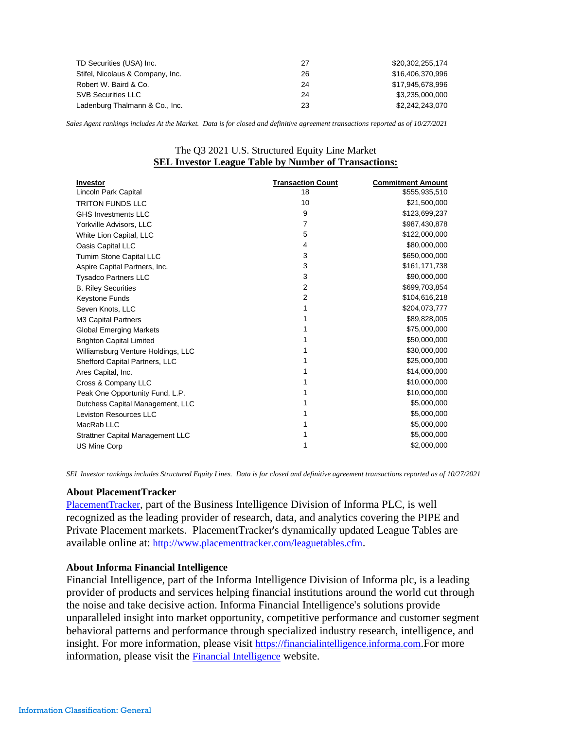| | | |
|---|---|---|
| TD Securities (USA) Inc. | 27 | $20,302,255,174 |
| Stifel, Nicolaus & Company, Inc. | 26 | $16,406,370,996 |
| Robert W. Baird & Co. | 24 | $17,945,678,996 |
| SVB Securities LLC | 24 | $3,235,000,000 |
| Ladenburg Thalmann & Co., Inc. | 23 | $2,242,243,070 |

*Sales Agent rankings includes At the Market. Data is for closed and definitive agreement transactions reported as of 10/27/2021*

The Q3 2021 U.S. Structured Equity Line Market
**SEL Investor League Table by Number of Transactions:**

| Investor | Transaction Count | Commitment Amount |
|---|---|---|
| Lincoln Park Capital | 18 | $555,935,510 |
| TRITON FUNDS LLC | 10 | $21,500,000 |
| GHS Investments LLC | 9 | $123,699,237 |
| Yorkville Advisors, LLC | 7 | $987,430,878 |
| White Lion Capital, LLC | 5 | $122,000,000 |
| Oasis Capital LLC | 4 | $80,000,000 |
| Tumim Stone Capital LLC | 3 | $650,000,000 |
| Aspire Capital Partners, Inc. | 3 | $161,171,738 |
| Tysadco Partners LLC | 3 | $90,000,000 |
| B. Riley Securities | 2 | $699,703,854 |
| Keystone Funds | 2 | $104,616,218 |
| Seven Knots, LLC | 1 | $204,073,777 |
| M3 Capital Partners | 1 | $89,828,005 |
| Global Emerging Markets | 1 | $75,000,000 |
| Brighton Capital Limited | 1 | $50,000,000 |
| Williamsburg Venture Holdings, LLC | 1 | $30,000,000 |
| Shefford Capital Partners, LLC | 1 | $25,000,000 |
| Ares Capital, Inc. | 1 | $14,000,000 |
| Cross & Company LLC | 1 | $10,000,000 |
| Peak One Opportunity Fund, L.P. | 1 | $10,000,000 |
| Dutchess Capital Management, LLC | 1 | $5,000,000 |
| Leviston Resources LLC | 1 | $5,000,000 |
| MacRab LLC | 1 | $5,000,000 |
| Strattner Capital Management LLC | 1 | $5,000,000 |
| US Mine Corp | 1 | $2,000,000 |

*SEL Investor rankings includes Structured Equity Lines. Data is for closed and definitive agreement transactions reported as of 10/27/2021*

**About PlacementTracker**

PlacementTracker, part of the Business Intelligence Division of Informa PLC, is well recognized as the leading provider of research, data, and analytics covering the PIPE and Private Placement markets. PlacementTracker's dynamically updated League Tables are available online at: http://www.placementtracker.com/leaguetables.cfm.

**About Informa Financial Intelligence**

Financial Intelligence, part of the Informa Intelligence Division of Informa plc, is a leading provider of products and services helping financial institutions around the world cut through the noise and take decisive action. Informa Financial Intelligence's solutions provide unparalleled insight into market opportunity, competitive performance and customer segment behavioral patterns and performance through specialized industry research, intelligence, and insight. For more information, please visit https://financialintelligence.informa.com.For more information, please visit the Financial Intelligence website.

Information Classification: General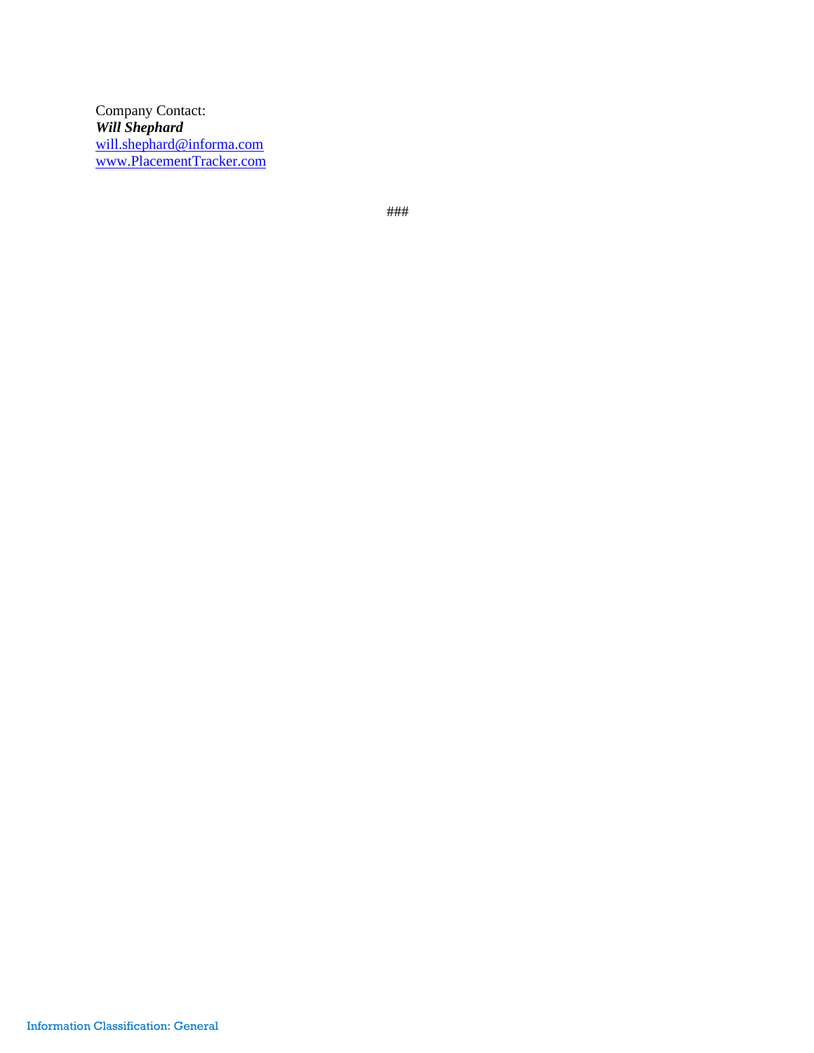Company Contact:
***Will Shephard***
will.shephard@informa.com
www.PlacementTracker.com

###

Information Classification: General